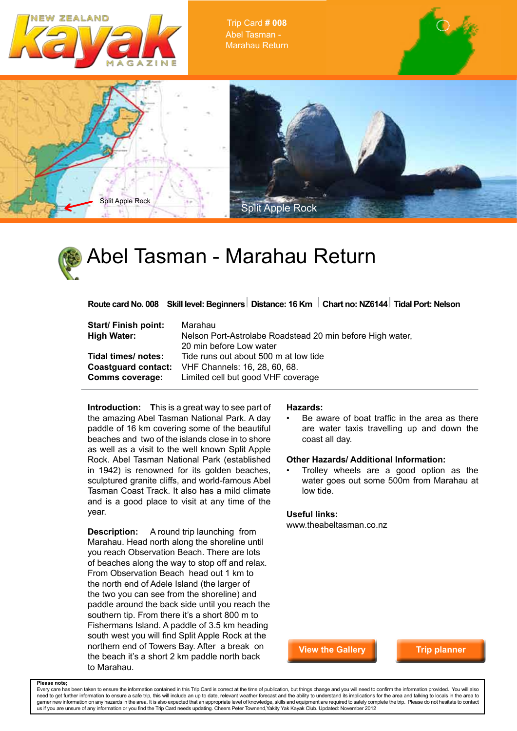NEW ZEALAND kayak MAGAZINE

Trip Card # 008
Abel Tasman - Marahau Return

Split Apple Rock

Split Apple Rock

# Abel Tasman - Marahau Return

**Route card No. 008 | Skill level: Beginners | Distance: 16 Km | Chart no: NZ6144 | Tidal Port: Nelson**

**Start/ Finish point:** Marahau
**High Water:** Nelson Port-Astrolabe Roadstead 20 min before High water, 20 min before Low water
**Tidal times/ notes:** Tide runs out about 500 m at low tide
**Coastguard contact:** VHF Channels: 16, 28, 60, 68.
**Comms coverage:** Limited cell but good VHF coverage

**Introduction:** This is a great way to see part of the amazing Abel Tasman National Park. A day paddle of 16 km covering some of the beautiful beaches and two of the islands close in to shore as well as a visit to the well known Split Apple Rock. Abel Tasman National Park (established in 1942) is renowned for its golden beaches, sculptured granite cliffs, and world-famous Abel Tasman Coast Track. It also has a mild climate and is a good place to visit at any time of the year.

**Description:** A round trip launching from Marahau. Head north along the shoreline until you reach Observation Beach. There are lots of beaches along the way to stop off and relax. From Observation Beach head out 1 km to the north end of Adele Island (the larger of the two you can see from the shoreline) and paddle around the back side until you reach the southern tip. From there it's a short 800 m to Fishermans Island. A paddle of 3.5 km heading south west you will find Split Apple Rock at the northern end of Towers Bay. After a break on the beach it's a short 2 km paddle north back to Marahau.

**Hazards:**

- Be aware of boat traffic in the area as there are water taxis travelling up and down the coast all day.

**Other Hazards/ Additional Information:**

- Trolley wheels are a good option as the water goes out some 500m from Marahau at low tide.

**Useful links:**
www.theabeltasman.co.nz

View the Gallery

Trip planner

**Please note;**
Every care has been taken to ensure the information contained in this Trip Card is correct at the time of publication, but things change and you will need to confirm the information provided. You will also need to get further information to ensure a safe trip, this will include an up to date, relevant weather forecast and the ability to understand its implications for the area and talking to locals in the area to garner new information on any hazards in the area. It is also expected that an appropriate level of knowledge, skills and equipment are required to safely complete the trip. Please do not hesitate to contact us if you are unsure of any information or you find the Trip Card needs updating. Cheers Peter Townend,Yakity Yak Kayak Club. Updated: November 2012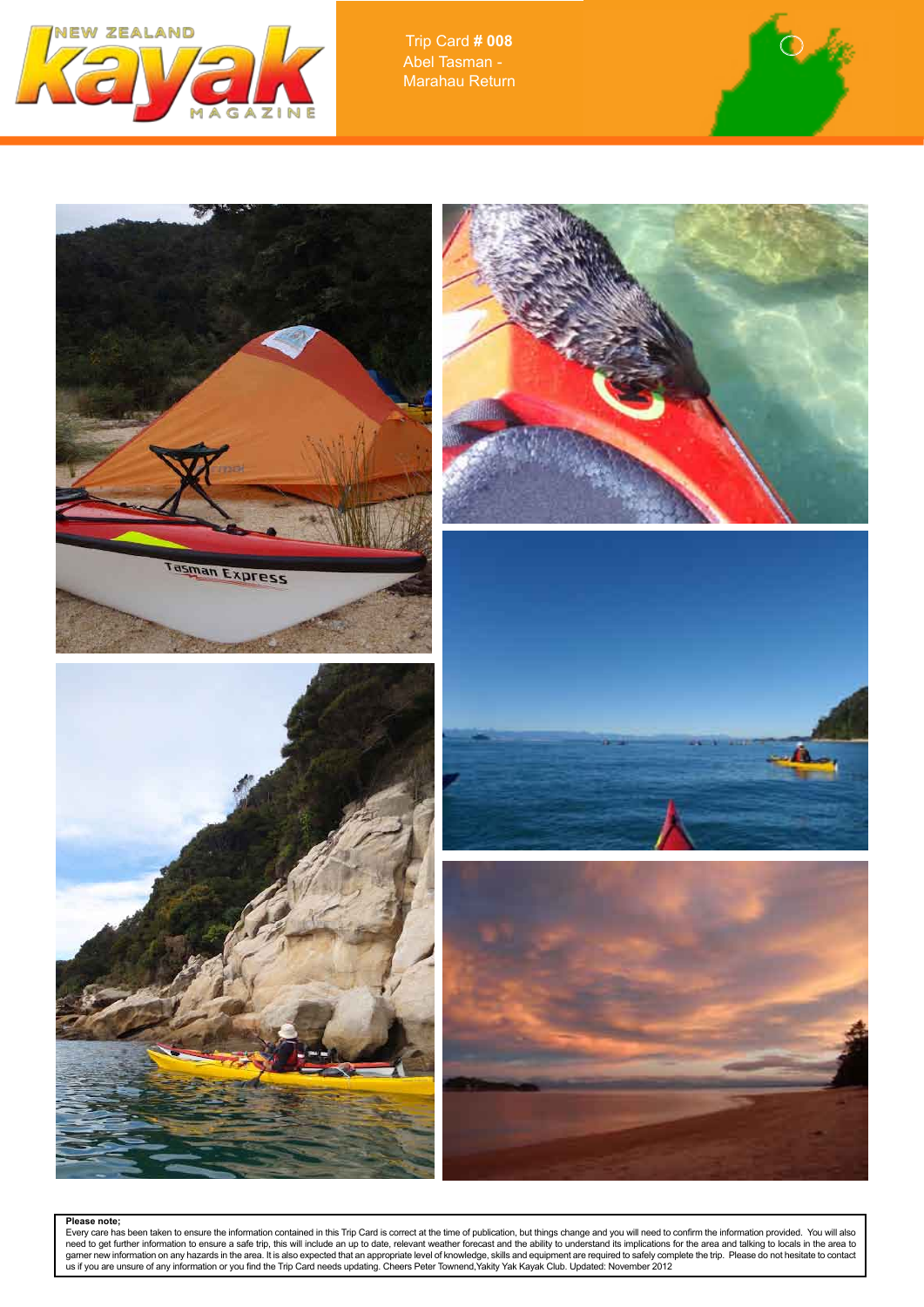Trip Card # 008
Abel Tasman - Marahau Return

**Please note;**
Every care has been taken to ensure the information contained in this Trip Card is correct at the time of publication, but things change and you will need to confirm the information provided. You will also need to get further information to ensure a safe trip, this will include an up to date, relevant weather forecast and the ability to understand its implications for the area and talking to locals in the area to garner new information on any hazards in the area. It is also expected that an appropriate level of knowledge, skills and equipment are required to safely complete the trip. Please do not hesitate to contact us if you are unsure of any information or you find the Trip Card needs updating. Cheers Peter Townend,Yakity Yak Kayak Club. Updated: November 2012